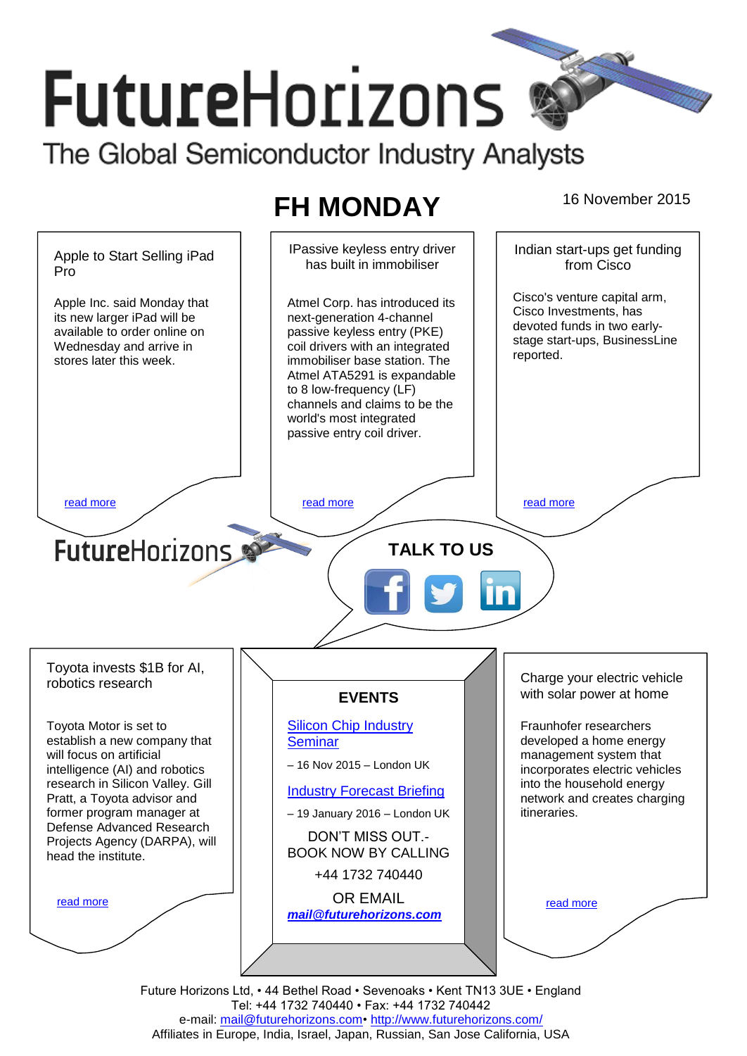# FutureHorizons

The Global Semiconductor Industry Analysts

## FH MONDAY

16 November 2015

### Apple to Start Selling iPad Pro

Apple Inc. said Monday that its new larger iPad will be available to order online on Wednesday and arrive in stores later this week.

read more

### IPassive keyless entry driver has built in immobiliser

Atmel Corp. has introduced its next-generation 4-channel passive keyless entry (PKE) coil drivers with an integrated immobiliser base station. The Atmel ATA5291 is expandable to 8 low-frequency (LF) channels and claims to be the world's most integrated passive entry coil driver.

read more

### Indian start-ups get funding from Cisco

Cisco's venture capital arm, Cisco Investments, has devoted funds in two early-stage start-ups, BusinessLine reported.

read more

FutureHorizons

**TALK TO US**

### Toyota invests $1B for AI, robotics research

Toyota Motor is set to establish a new company that will focus on artificial intelligence (AI) and robotics research in Silicon Valley. Gill Pratt, a Toyota advisor and former program manager at Defense Advanced Research Projects Agency (DARPA), will head the institute.

read more

### EVENTS

Silicon Chip Industry Seminar

– 16 Nov 2015 – London UK

Industry Forecast Briefing

– 19 January 2016 – London UK

DON'T MISS OUT.- BOOK NOW BY CALLING

+44 1732 740440

OR EMAIL

***mail@futurehorizons.com***

### Charge your electric vehicle with solar power at home

Fraunhofer researchers developed a home energy management system that incorporates electric vehicles into the household energy network and creates charging itineraries.

read more

Future Horizons Ltd, • 44 Bethel Road • Sevenoaks • Kent TN13 3UE • England
Tel: +44 1732 740440 • Fax: +44 1732 740442
e-mail: mail@futurehorizons.com• http://www.futurehorizons.com/
Affiliates in Europe, India, Israel, Japan, Russian, San Jose California, USA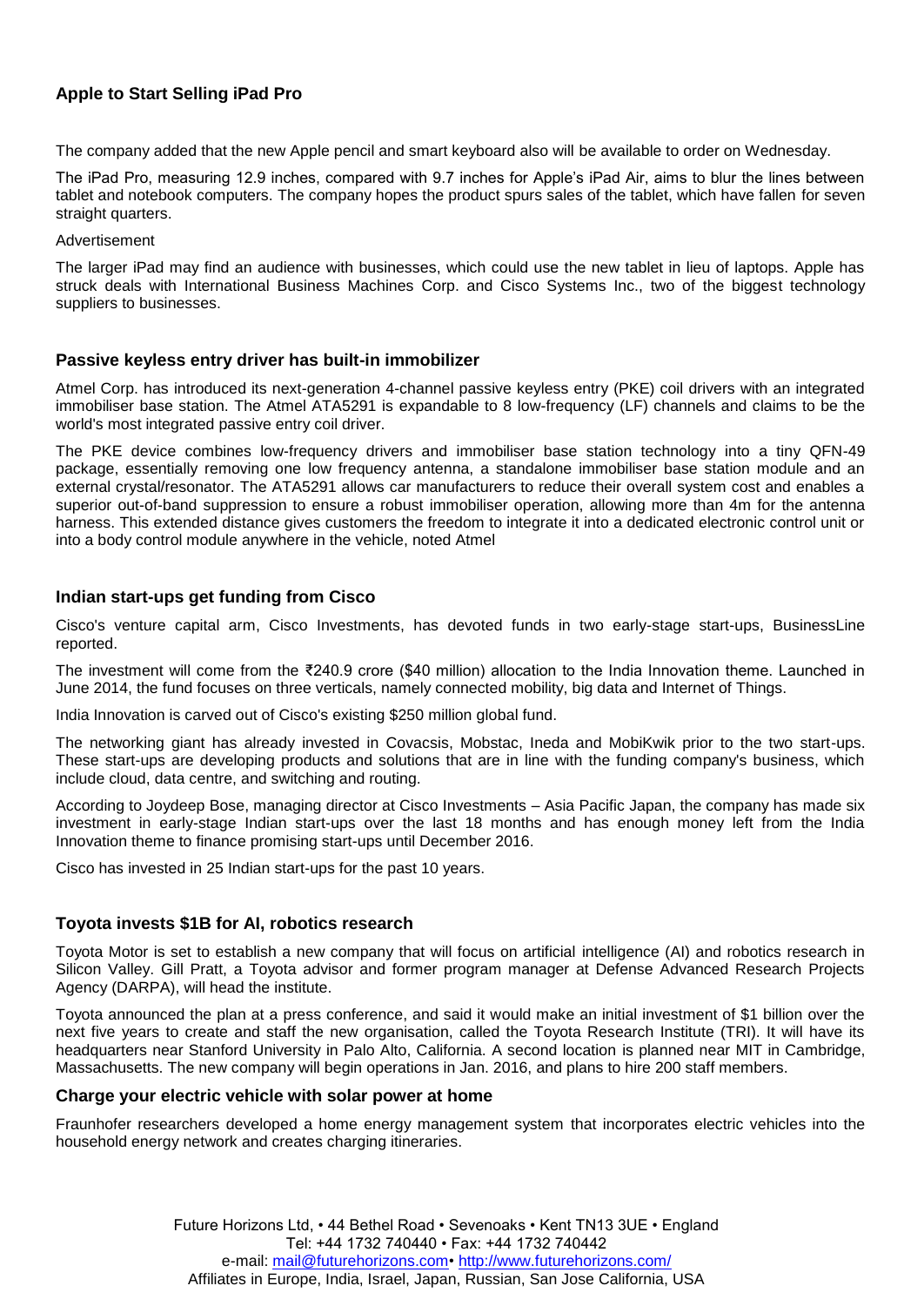### Apple to Start Selling iPad Pro

The company added that the new Apple pencil and smart keyboard also will be available to order on Wednesday.

The iPad Pro, measuring 12.9 inches, compared with 9.7 inches for Apple's iPad Air, aims to blur the lines between tablet and notebook computers. The company hopes the product spurs sales of the tablet, which have fallen for seven straight quarters.

Advertisement

The larger iPad may find an audience with businesses, which could use the new tablet in lieu of laptops. Apple has struck deals with International Business Machines Corp. and Cisco Systems Inc., two of the biggest technology suppliers to businesses.

### Passive keyless entry driver has built-in immobilizer

Atmel Corp. has introduced its next-generation 4-channel passive keyless entry (PKE) coil drivers with an integrated immobiliser base station. The Atmel ATA5291 is expandable to 8 low-frequency (LF) channels and claims to be the world's most integrated passive entry coil driver.

The PKE device combines low-frequency drivers and immobiliser base station technology into a tiny QFN-49 package, essentially removing one low frequency antenna, a standalone immobiliser base station module and an external crystal/resonator. The ATA5291 allows car manufacturers to reduce their overall system cost and enables a superior out-of-band suppression to ensure a robust immobiliser operation, allowing more than 4m for the antenna harness. This extended distance gives customers the freedom to integrate it into a dedicated electronic control unit or into a body control module anywhere in the vehicle, noted Atmel

### Indian start-ups get funding from Cisco

Cisco's venture capital arm, Cisco Investments, has devoted funds in two early-stage start-ups, BusinessLine reported.

The investment will come from the ₹240.9 crore ($40 million) allocation to the India Innovation theme. Launched in June 2014, the fund focuses on three verticals, namely connected mobility, big data and Internet of Things.

India Innovation is carved out of Cisco's existing $250 million global fund.

The networking giant has already invested in Covacsis, Mobstac, Ineda and MobiKwik prior to the two start-ups. These start-ups are developing products and solutions that are in line with the funding company's business, which include cloud, data centre, and switching and routing.

According to Joydeep Bose, managing director at Cisco Investments – Asia Pacific Japan, the company has made six investment in early-stage Indian start-ups over the last 18 months and has enough money left from the India Innovation theme to finance promising start-ups until December 2016.

Cisco has invested in 25 Indian start-ups for the past 10 years.

### Toyota invests $1B for AI, robotics research

Toyota Motor is set to establish a new company that will focus on artificial intelligence (AI) and robotics research in Silicon Valley. Gill Pratt, a Toyota advisor and former program manager at Defense Advanced Research Projects Agency (DARPA), will head the institute.

Toyota announced the plan at a press conference, and said it would make an initial investment of $1 billion over the next five years to create and staff the new organisation, called the Toyota Research Institute (TRI). It will have its headquarters near Stanford University in Palo Alto, California. A second location is planned near MIT in Cambridge, Massachusetts. The new company will begin operations in Jan. 2016, and plans to hire 200 staff members.

### Charge your electric vehicle with solar power at home

Fraunhofer researchers developed a home energy management system that incorporates electric vehicles into the household energy network and creates charging itineraries.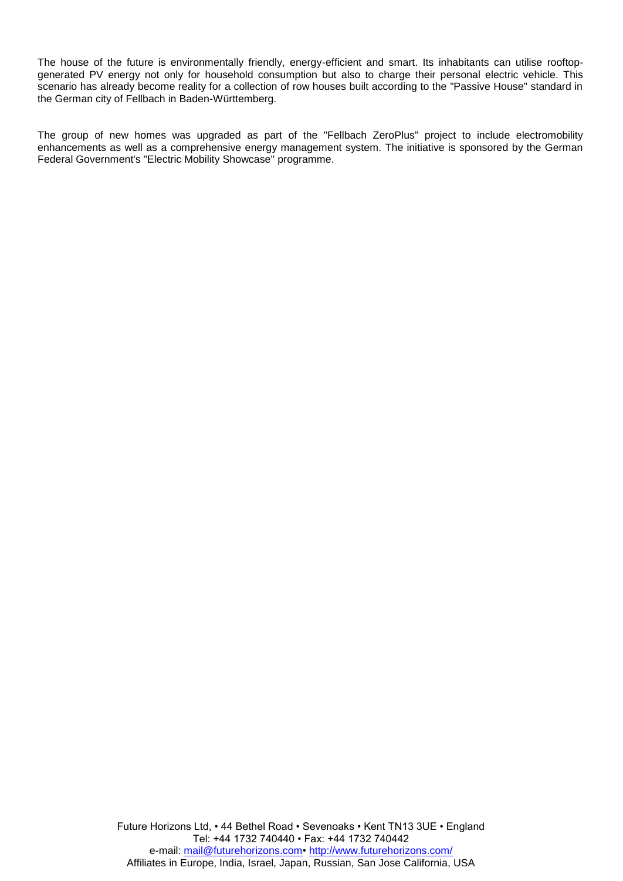The house of the future is environmentally friendly, energy-efficient and smart. Its inhabitants can utilise rooftop-generated PV energy not only for household consumption but also to charge their personal electric vehicle. This scenario has already become reality for a collection of row houses built according to the "Passive House" standard in the German city of Fellbach in Baden-Württemberg.

The group of new homes was upgraded as part of the "Fellbach ZeroPlus" project to include electromobility enhancements as well as a comprehensive energy management system. The initiative is sponsored by the German Federal Government's "Electric Mobility Showcase" programme.